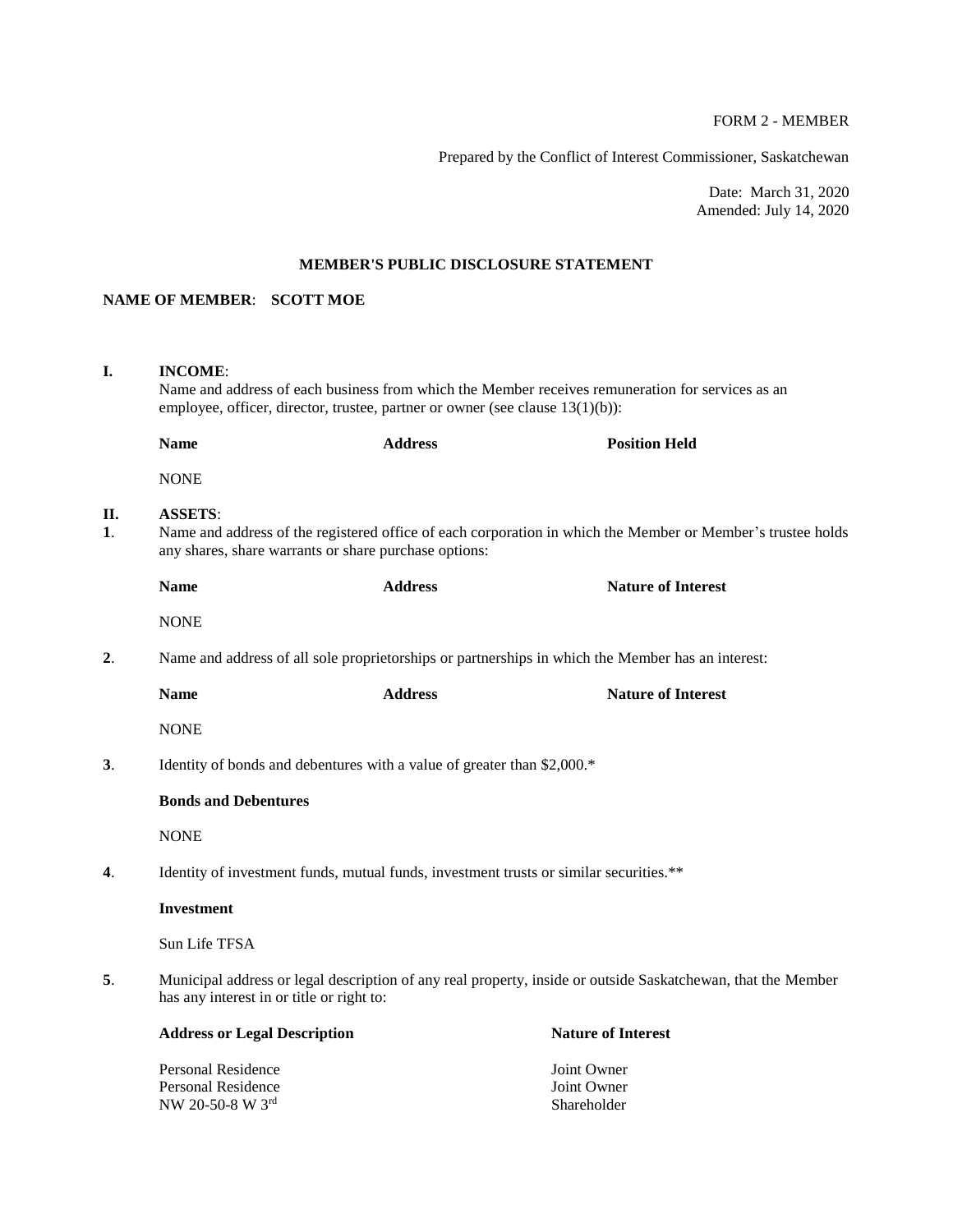FORM 2 - MEMBER

Prepared by the Conflict of Interest Commissioner, Saskatchewan

Date: March 31, 2020
Amended: July 14, 2020

## MEMBER'S PUBLIC DISCLOSURE STATEMENT

**NAME OF MEMBER**: **SCOTT MOE**

### I. INCOME:

Name and address of each business from which the Member receives remuneration for services as an employee, officer, director, trustee, partner or owner (see clause 13(1)(b)):

| Name | Address | Position Held |
|---|---|---|
| NONE | | |

### II. ASSETS:

**1**. Name and address of the registered office of each corporation in which the Member or Member's trustee holds any shares, share warrants or share purchase options:

| Name | Address | Nature of Interest |
|---|---|---|
| NONE | | |

**2**. Name and address of all sole proprietorships or partnerships in which the Member has an interest:

| Name | Address | Nature of Interest |
|---|---|---|
| NONE | | |

**3**. Identity of bonds and debentures with a value of greater than $2,000.*

**Bonds and Debentures**

NONE

**4**. Identity of investment funds, mutual funds, investment trusts or similar securities.**

**Investment**

Sun Life TFSA

**5**. Municipal address or legal description of any real property, inside or outside Saskatchewan, that the Member has any interest in or title or right to:

| Address or Legal Description | Nature of Interest |
|---|---|
| Personal Residence | Joint Owner |
| Personal Residence | Joint Owner |
| NW 20-50-8 W 3rd | Shareholder |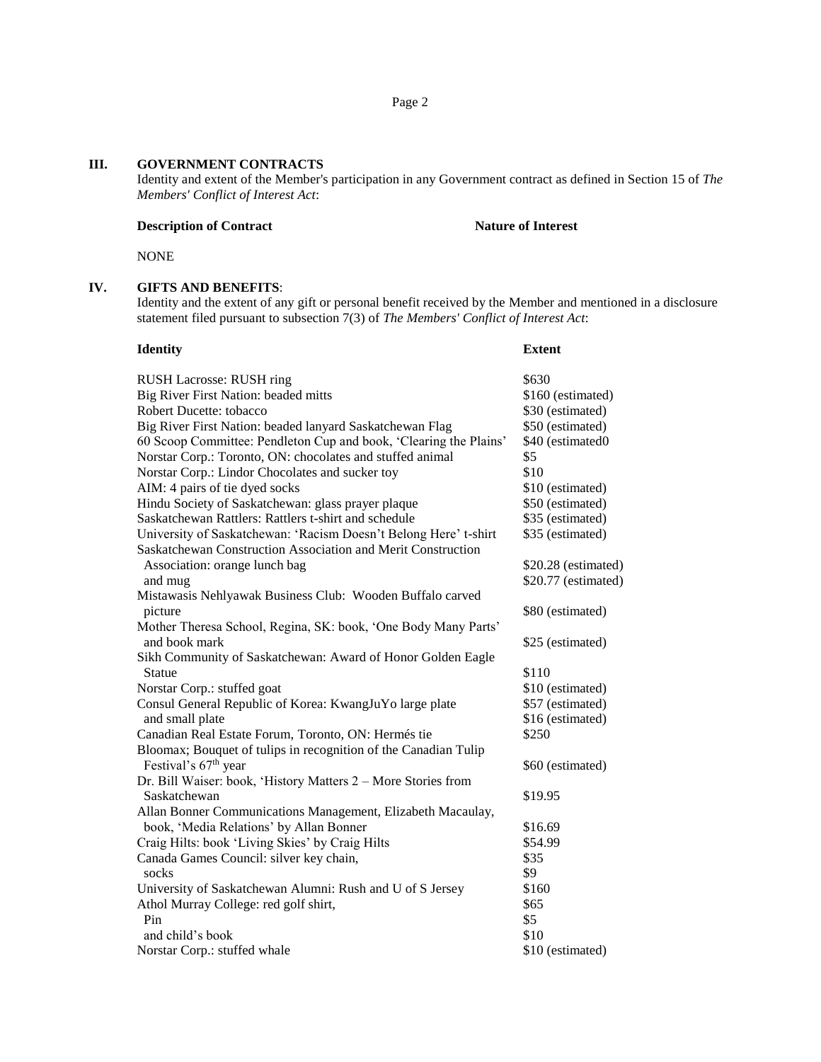## III. GOVERNMENT CONTRACTS

Identity and extent of the Member's participation in any Government contract as defined in Section 15 of *The Members' Conflict of Interest Act*:

| **Description of Contract** | **Nature of Interest** |
|---|---|
| NONE | |

## IV. GIFTS AND BENEFITS:

Identity and the extent of any gift or personal benefit received by the Member and mentioned in a disclosure statement filed pursuant to subsection 7(3) of *The Members' Conflict of Interest Act*:

| **Identity** | **Extent** |
|---|---|
| RUSH Lacrosse: RUSH ring | $630 |
| Big River First Nation: beaded mitts | $160 (estimated) |
| Robert Ducette: tobacco | $30 (estimated) |
| Big River First Nation: beaded lanyard Saskatchewan Flag | $50 (estimated) |
| 60 Scoop Committee: Pendleton Cup and book, 'Clearing the Plains' | $40 (estimated0 |
| Norstar Corp.: Toronto, ON: chocolates and stuffed animal | $5 |
| Norstar Corp.: Lindor Chocolates and sucker toy | $10 |
| AIM: 4 pairs of tie dyed socks | $10 (estimated) |
| Hindu Society of Saskatchewan: glass prayer plaque | $50 (estimated) |
| Saskatchewan Rattlers: Rattlers t-shirt and schedule | $35 (estimated) |
| University of Saskatchewan: 'Racism Doesn't Belong Here' t-shirt | $35 (estimated) |
| Saskatchewan Construction Association and Merit Construction Association: orange lunch bag | $20.28 (estimated) |
| and mug | $20.77 (estimated) |
| Mistawasis Nehlyawak Business Club: Wooden Buffalo carved picture | $80 (estimated) |
| Mother Theresa School, Regina, SK: book, 'One Body Many Parts' and book mark | $25 (estimated) |
| Sikh Community of Saskatchewan: Award of Honor Golden Eagle Statue | $110 |
| Norstar Corp.: stuffed goat | $10 (estimated) |
| Consul General Republic of Korea: KwangJuYo large plate | $57 (estimated) |
| and small plate | $16 (estimated) |
| Canadian Real Estate Forum, Toronto, ON: Hermés tie | $250 |
| Bloomax; Bouquet of tulips in recognition of the Canadian Tulip Festival's 67th year | $60 (estimated) |
| Dr. Bill Waiser: book, 'History Matters 2 – More Stories from Saskatchewan | $19.95 |
| Allan Bonner Communications Management, Elizabeth Macaulay, book, 'Media Relations' by Allan Bonner | $16.69 |
| Craig Hilts: book 'Living Skies' by Craig Hilts | $54.99 |
| Canada Games Council: silver key chain, | $35 |
| socks | $9 |
| University of Saskatchewan Alumni: Rush and U of S Jersey | $160 |
| Athol Murray College: red golf shirt, | $65 |
| Pin | $5 |
| and child's book | $10 |
| Norstar Corp.: stuffed whale | $10 (estimated) |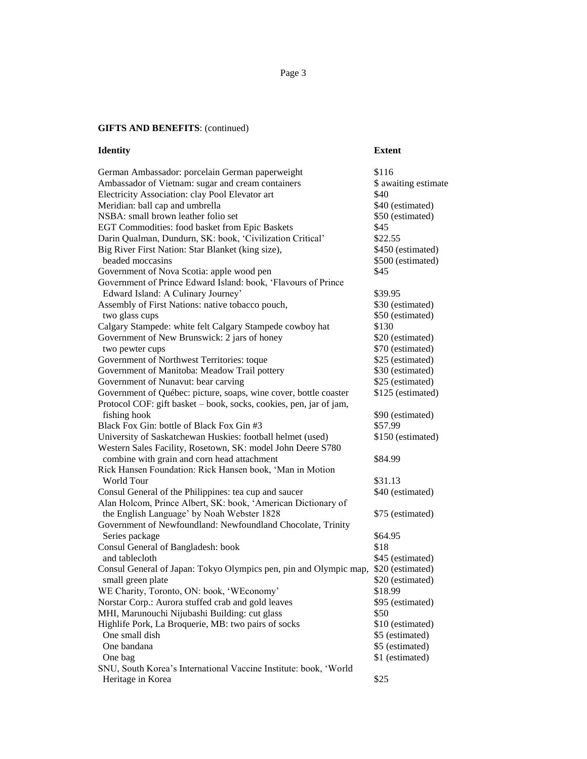**GIFTS AND BENEFITS**: (continued)

| Identity | Extent |
|---|---|
| German Ambassador: porcelain German paperweight | $116 |
| Ambassador of Vietnam: sugar and cream containers | $ awaiting estimate |
| Electricity Association: clay Pool Elevator art | $40 |
| Meridian: ball cap and umbrella | $40 (estimated) |
| NSBA: small brown leather folio set | $50 (estimated) |
| EGT Commodities: food basket from Epic Baskets | $45 |
| Darin Qualman, Dundurn, SK: book, ‘Civilization Critical’ | $22.55 |
| Big River First Nation: Star Blanket (king size), | $450 (estimated) |
| beaded moccasins | $500 (estimated) |
| Government of Nova Scotia: apple wood pen | $45 |
| Government of Prince Edward Island: book, ‘Flavours of Prince Edward Island: A Culinary Journey’ | $39.95 |
| Assembly of First Nations: native tobacco pouch, | $30 (estimated) |
| two glass cups | $50 (estimated) |
| Calgary Stampede: white felt Calgary Stampede cowboy hat | $130 |
| Government of New Brunswick: 2 jars of honey | $20 (estimated) |
| two pewter cups | $70 (estimated) |
| Government of Northwest Territories: toque | $25 (estimated) |
| Government of Manitoba: Meadow Trail pottery | $30 (estimated) |
| Government of Nunavut: bear carving | $25 (estimated) |
| Government of Québec: picture, soaps, wine cover, bottle coaster | $125 (estimated) |
| Protocol COF: gift basket – book, socks, cookies, pen, jar of jam, fishing hook | $90 (estimated) |
| Black Fox Gin: bottle of Black Fox Gin #3 | $57.99 |
| University of Saskatchewan Huskies: football helmet (used) | $150 (estimated) |
| Western Sales Facility, Rosetown, SK: model John Deere S780 combine with grain and corn head attachment | $84.99 |
| Rick Hansen Foundation: Rick Hansen book, ‘Man in Motion World Tour | $31.13 |
| Consul General of the Philippines: tea cup and saucer | $40 (estimated) |
| Alan Holcom, Prince Albert, SK: book, ‘American Dictionary of the English Language’ by Noah Webster 1828 | $75 (estimated) |
| Government of Newfoundland: Newfoundland Chocolate, Trinity Series package | $64.95 |
| Consul General of Bangladesh: book | $18 |
| and tablecloth | $45 (estimated) |
| Consul General of Japan: Tokyo Olympics pen, pin and Olympic map, | $20 (estimated) |
| small green plate | $20 (estimated) |
| WE Charity, Toronto, ON: book, ‘WEconomy’ | $18.99 |
| Norstar Corp.: Aurora stuffed crab and gold leaves | $95 (estimated) |
| MHI, Marunouchi Nijubashi Building: cut glass | $50 |
| Highlife Pork, La Broquerie, MB: two pairs of socks | $10 (estimated) |
| One small dish | $5 (estimated) |
| One bandana | $5 (estimated) |
| One bag | $1 (estimated) |
| SNU, South Korea’s International Vaccine Institute: book, ‘World Heritage in Korea | $25 |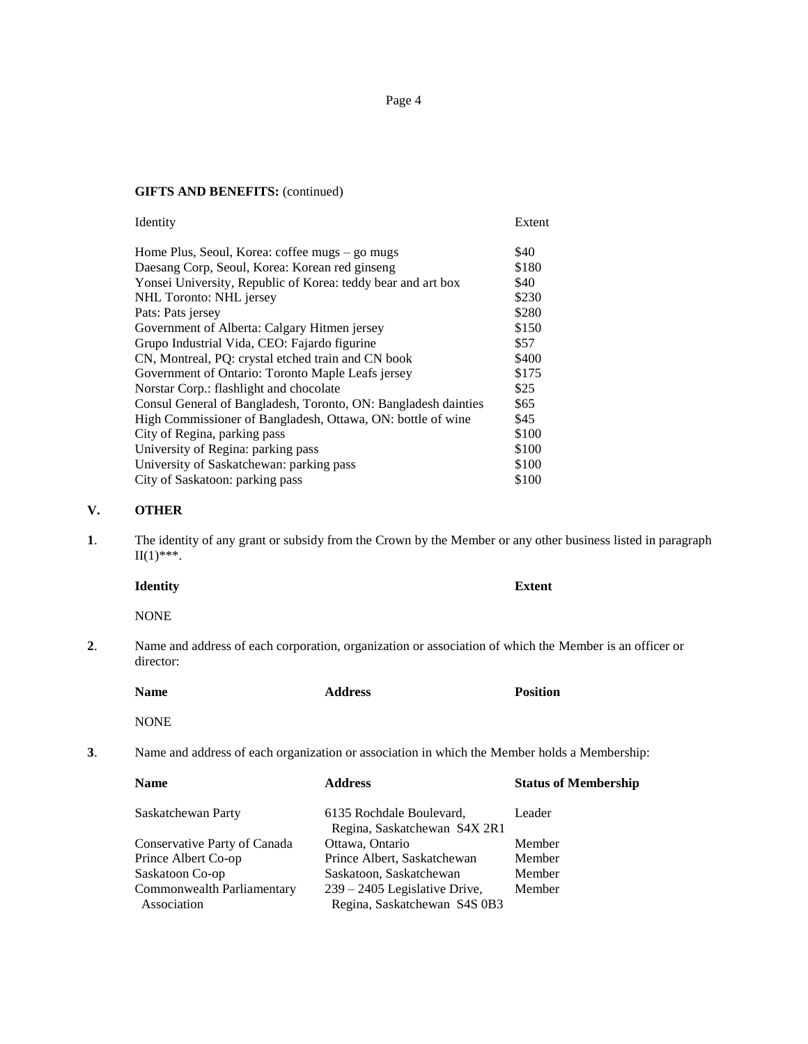**GIFTS AND BENEFITS:** (continued)

| Identity | Extent |
|---|---|
| Home Plus, Seoul, Korea: coffee mugs – go mugs | $40 |
| Daesang Corp, Seoul, Korea: Korean red ginseng | $180 |
| Yonsei University, Republic of Korea: teddy bear and art box | $40 |
| NHL Toronto: NHL jersey | $230 |
| Pats: Pats jersey | $280 |
| Government of Alberta: Calgary Hitmen jersey | $150 |
| Grupo Industrial Vida, CEO: Fajardo figurine | $57 |
| CN, Montreal, PQ: crystal etched train and CN book | $400 |
| Government of Ontario: Toronto Maple Leafs jersey | $175 |
| Norstar Corp.: flashlight and chocolate | $25 |
| Consul General of Bangladesh, Toronto, ON: Bangladesh dainties | $65 |
| High Commissioner of Bangladesh, Ottawa, ON: bottle of wine | $45 |
| City of Regina, parking pass | $100 |
| University of Regina: parking pass | $100 |
| University of Saskatchewan: parking pass | $100 |
| City of Saskatoon: parking pass | $100 |

## V. OTHER

**1**. The identity of any grant or subsidy from the Crown by the Member or any other business listed in paragraph II(1)***.

| **Identity** | **Extent** |
|---|---|
| NONE | |

**2**. Name and address of each corporation, organization or association of which the Member is an officer or director:

| **Name** | **Address** | **Position** |
|---|---|---|
| NONE | | |

**3**. Name and address of each organization or association in which the Member holds a Membership:

| **Name** | **Address** | **Status of Membership** |
|---|---|---|
| Saskatchewan Party | 6135 Rochdale Boulevard, Regina, Saskatchewan S4X 2R1 | Leader |
| Conservative Party of Canada | Ottawa, Ontario | Member |
| Prince Albert Co-op | Prince Albert, Saskatchewan | Member |
| Saskatoon Co-op | Saskatoon, Saskatchewan | Member |
| Commonwealth Parliamentary Association | 239 – 2405 Legislative Drive, Regina, Saskatchewan S4S 0B3 | Member |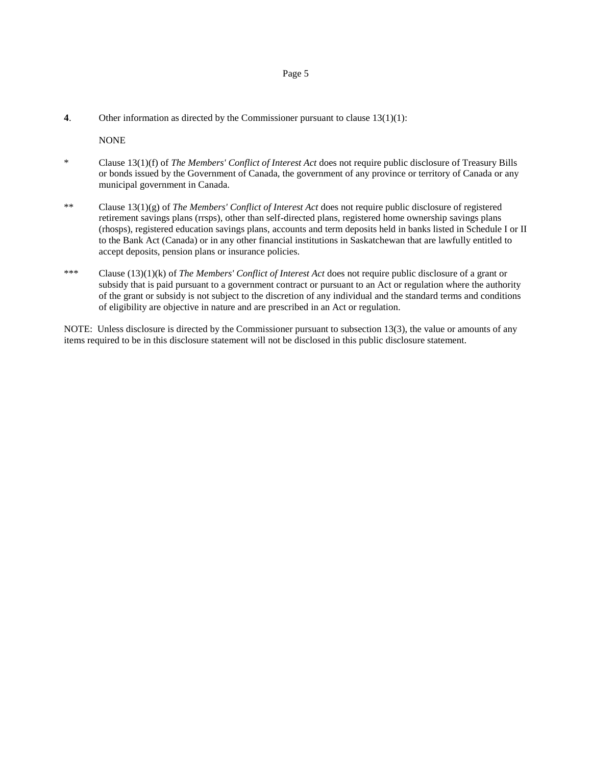**4**. Other information as directed by the Commissioner pursuant to clause 13(1)(1):

NONE

\* Clause 13(1)(f) of *The Members' Conflict of Interest Act* does not require public disclosure of Treasury Bills or bonds issued by the Government of Canada, the government of any province or territory of Canada or any municipal government in Canada.

\*\* Clause 13(1)(g) of *The Members' Conflict of Interest Act* does not require public disclosure of registered retirement savings plans (rrsps), other than self-directed plans, registered home ownership savings plans (rhosps), registered education savings plans, accounts and term deposits held in banks listed in Schedule I or II to the Bank Act (Canada) or in any other financial institutions in Saskatchewan that are lawfully entitled to accept deposits, pension plans or insurance policies.

\*\*\* Clause (13)(1)(k) of *The Members' Conflict of Interest Act* does not require public disclosure of a grant or subsidy that is paid pursuant to a government contract or pursuant to an Act or regulation where the authority of the grant or subsidy is not subject to the discretion of any individual and the standard terms and conditions of eligibility are objective in nature and are prescribed in an Act or regulation.

NOTE: Unless disclosure is directed by the Commissioner pursuant to subsection 13(3), the value or amounts of any items required to be in this disclosure statement will not be disclosed in this public disclosure statement.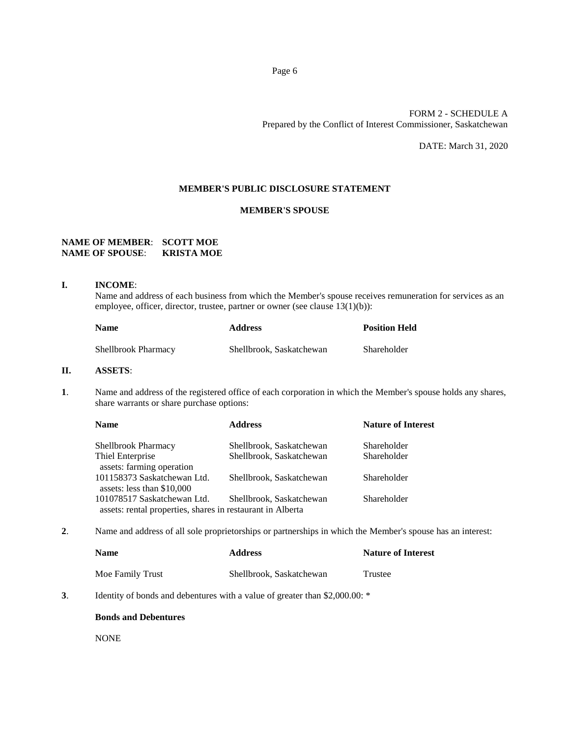FORM 2 - SCHEDULE A
Prepared by the Conflict of Interest Commissioner, Saskatchewan

DATE: March 31, 2020

## MEMBER'S PUBLIC DISCLOSURE STATEMENT

## MEMBER'S SPOUSE

**NAME OF MEMBER**: **SCOTT MOE**
**NAME OF SPOUSE**: **KRISTA MOE**

### I. INCOME:

Name and address of each business from which the Member's spouse receives remuneration for services as an employee, officer, director, trustee, partner or owner (see clause 13(1)(b)):

| Name | Address | Position Held |
|---|---|---|
| Shellbrook Pharmacy | Shellbrook, Saskatchewan | Shareholder |

### II. ASSETS:

**1**. Name and address of the registered office of each corporation in which the Member's spouse holds any shares, share warrants or share purchase options:

| Name | Address | Nature of Interest |
|---|---|---|
| Shellbrook Pharmacy | Shellbrook, Saskatchewan | Shareholder |
| Thiel Enterprise<br>assets: farming operation | Shellbrook, Saskatchewan | Shareholder |
| 101158373 Saskatchewan Ltd.<br>assets: less than $10,000 | Shellbrook, Saskatchewan | Shareholder |
| 101078517 Saskatchewan Ltd.<br>assets: rental properties, shares in restaurant in Alberta | Shellbrook, Saskatchewan | Shareholder |

**2**. Name and address of all sole proprietorships or partnerships in which the Member's spouse has an interest:

| Name | Address | Nature of Interest |
|---|---|---|
| Moe Family Trust | Shellbrook, Saskatchewan | Trustee |

**3**. Identity of bonds and debentures with a value of greater than $2,000.00: *

**Bonds and Debentures**

NONE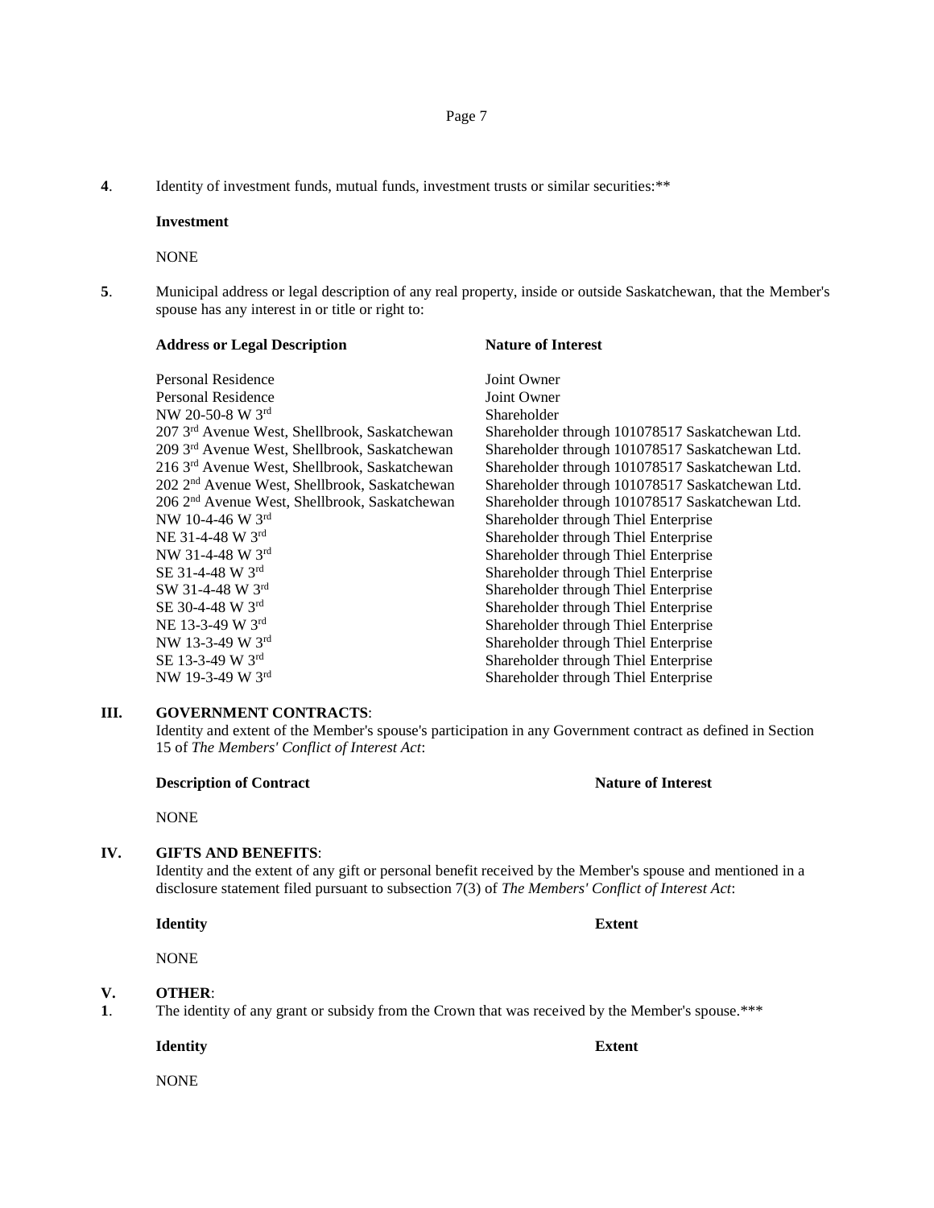**4**. Identity of investment funds, mutual funds, investment trusts or similar securities:**

**Investment**

NONE

**5**. Municipal address or legal description of any real property, inside or outside Saskatchewan, that the Member's spouse has any interest in or title or right to:

| **Address or Legal Description** | **Nature of Interest** |
|---|---|
| Personal Residence | Joint Owner |
| Personal Residence | Joint Owner |
| NW 20-50-8 W 3rd | Shareholder |
| 207 3rd Avenue West, Shellbrook, Saskatchewan | Shareholder through 101078517 Saskatchewan Ltd. |
| 209 3rd Avenue West, Shellbrook, Saskatchewan | Shareholder through 101078517 Saskatchewan Ltd. |
| 216 3rd Avenue West, Shellbrook, Saskatchewan | Shareholder through 101078517 Saskatchewan Ltd. |
| 202 2nd Avenue West, Shellbrook, Saskatchewan | Shareholder through 101078517 Saskatchewan Ltd. |
| 206 2nd Avenue West, Shellbrook, Saskatchewan | Shareholder through 101078517 Saskatchewan Ltd. |
| NW 10-4-46 W 3rd | Shareholder through Thiel Enterprise |
| NE 31-4-48 W 3rd | Shareholder through Thiel Enterprise |
| NW 31-4-48 W 3rd | Shareholder through Thiel Enterprise |
| SE 31-4-48 W 3rd | Shareholder through Thiel Enterprise |
| SW 31-4-48 W 3rd | Shareholder through Thiel Enterprise |
| SE 30-4-48 W 3rd | Shareholder through Thiel Enterprise |
| NE 13-3-49 W 3rd | Shareholder through Thiel Enterprise |
| NW 13-3-49 W 3rd | Shareholder through Thiel Enterprise |
| SE 13-3-49 W 3rd | Shareholder through Thiel Enterprise |
| NW 19-3-49 W 3rd | Shareholder through Thiel Enterprise |

**III. GOVERNMENT CONTRACTS**:

Identity and extent of the Member's spouse's participation in any Government contract as defined in Section 15 of *The Members' Conflict of Interest Act*:

| **Description of Contract** | **Nature of Interest** |
|---|---|
| NONE | |

**IV. GIFTS AND BENEFITS**:

Identity and the extent of any gift or personal benefit received by the Member's spouse and mentioned in a disclosure statement filed pursuant to subsection 7(3) of *The Members' Conflict of Interest Act*:

| **Identity** | **Extent** |
|---|---|
| NONE | |

**V. OTHER**:

**1**. The identity of any grant or subsidy from the Crown that was received by the Member's spouse.***

| **Identity** | **Extent** |
|---|---|
| NONE | |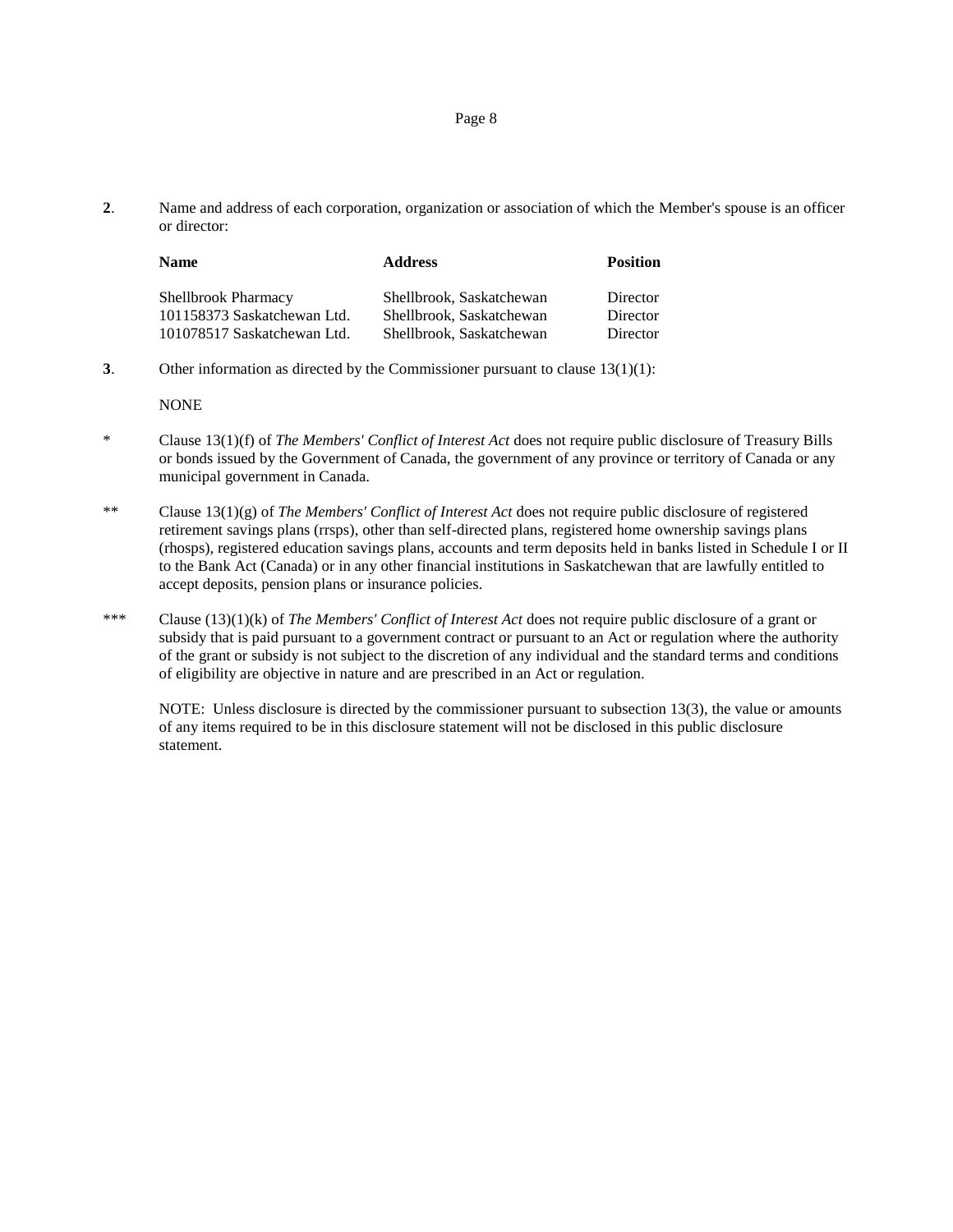**2**. Name and address of each corporation, organization or association of which the Member's spouse is an officer or director:

| Name | Address | Position |
|---|---|---|
| Shellbrook Pharmacy | Shellbrook, Saskatchewan | Director |
| 101158373 Saskatchewan Ltd. | Shellbrook, Saskatchewan | Director |
| 101078517 Saskatchewan Ltd. | Shellbrook, Saskatchewan | Director |

**3**. Other information as directed by the Commissioner pursuant to clause 13(1)(1):

NONE

\* Clause 13(1)(f) of *The Members' Conflict of Interest Act* does not require public disclosure of Treasury Bills or bonds issued by the Government of Canada, the government of any province or territory of Canada or any municipal government in Canada.

\** Clause 13(1)(g) of *The Members' Conflict of Interest Act* does not require public disclosure of registered retirement savings plans (rrsps), other than self-directed plans, registered home ownership savings plans (rhosps), registered education savings plans, accounts and term deposits held in banks listed in Schedule I or II to the Bank Act (Canada) or in any other financial institutions in Saskatchewan that are lawfully entitled to accept deposits, pension plans or insurance policies.

\*** Clause (13)(1)(k) of *The Members' Conflict of Interest Act* does not require public disclosure of a grant or subsidy that is paid pursuant to a government contract or pursuant to an Act or regulation where the authority of the grant or subsidy is not subject to the discretion of any individual and the standard terms and conditions of eligibility are objective in nature and are prescribed in an Act or regulation.

NOTE: Unless disclosure is directed by the commissioner pursuant to subsection 13(3), the value or amounts of any items required to be in this disclosure statement will not be disclosed in this public disclosure statement.